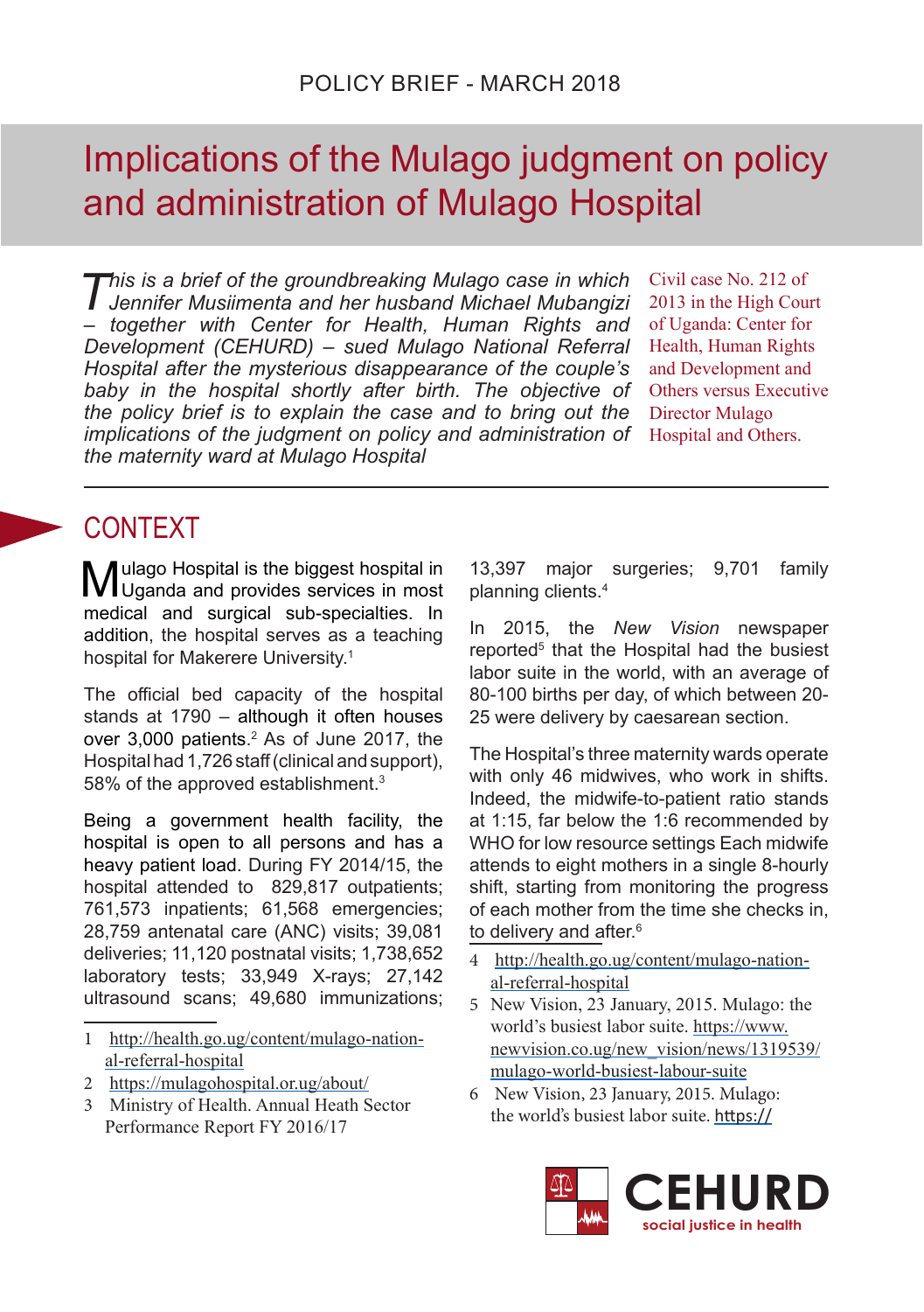POLICY BRIEF - MARCH 2018

# Implications of the Mulago judgment on policy and administration of Mulago Hospital

*This is a brief of the groundbreaking Mulago case in which Jennifer Musiimenta and her husband Michael Mubangizi – together with Center for Health, Human Rights and Development (CEHURD) – sued Mulago National Referral Hospital after the mysterious disappearance of the couple's baby in the hospital shortly after birth. The objective of the policy brief is to explain the case and to bring out the implications of the judgment on policy and administration of the maternity ward at Mulago Hospital*

Civil case No. 212 of 2013 in the High Court of Uganda: Center for Health, Human Rights and Development and Others versus Executive Director Mulago Hospital and Others.

## CONTEXT

Mulago Hospital is the biggest hospital in Uganda and provides services in most medical and surgical sub-specialties. In addition, the hospital serves as a teaching hospital for Makerere University.[1]

The official bed capacity of the hospital stands at 1790 – although it often houses over 3,000 patients.[2] As of June 2017, the Hospital had 1,726 staff (clinical and support), 58% of the approved establishment.[3]

Being a government health facility, the hospital is open to all persons and has a heavy patient load. During FY 2014/15, the hospital attended to 829,817 outpatients; 761,573 inpatients; 61,568 emergencies; 28,759 antenatal care (ANC) visits; 39,081 deliveries; 11,120 postnatal visits; 1,738,652 laboratory tests; 33,949 X-rays; 27,142 ultrasound scans; 49,680 immunizations; 13,397 major surgeries; 9,701 family planning clients.[4]

In 2015, the *New Vision* newspaper reported[5] that the Hospital had the busiest labor suite in the world, with an average of 80-100 births per day, of which between 20-25 were delivery by caesarean section.

The Hospital's three maternity wards operate with only 46 midwives, who work in shifts. Indeed, the midwife-to-patient ratio stands at 1:15, far below the 1:6 recommended by WHO for low resource settings Each midwife attends to eight mothers in a single 8-hourly shift, starting from monitoring the progress of each mother from the time she checks in, to delivery and after.[6]

---

1 http://health.go.ug/content/mulago-national-referral-hospital

2 https://mulagohospital.or.ug/about/

3 Ministry of Health. Annual Heath Sector Performance Report FY 2016/17

4 http://health.go.ug/content/mulago-national-referral-hospital

5 New Vision, 23 January, 2015. Mulago: the world's busiest labor suite. https://www.newvision.co.ug/new_vision/news/1319539/mulago-world-busiest-labour-suite

6 New Vision, 23 January, 2015. Mulago: the world's busiest labor suite. https://

CEHURD social justice in health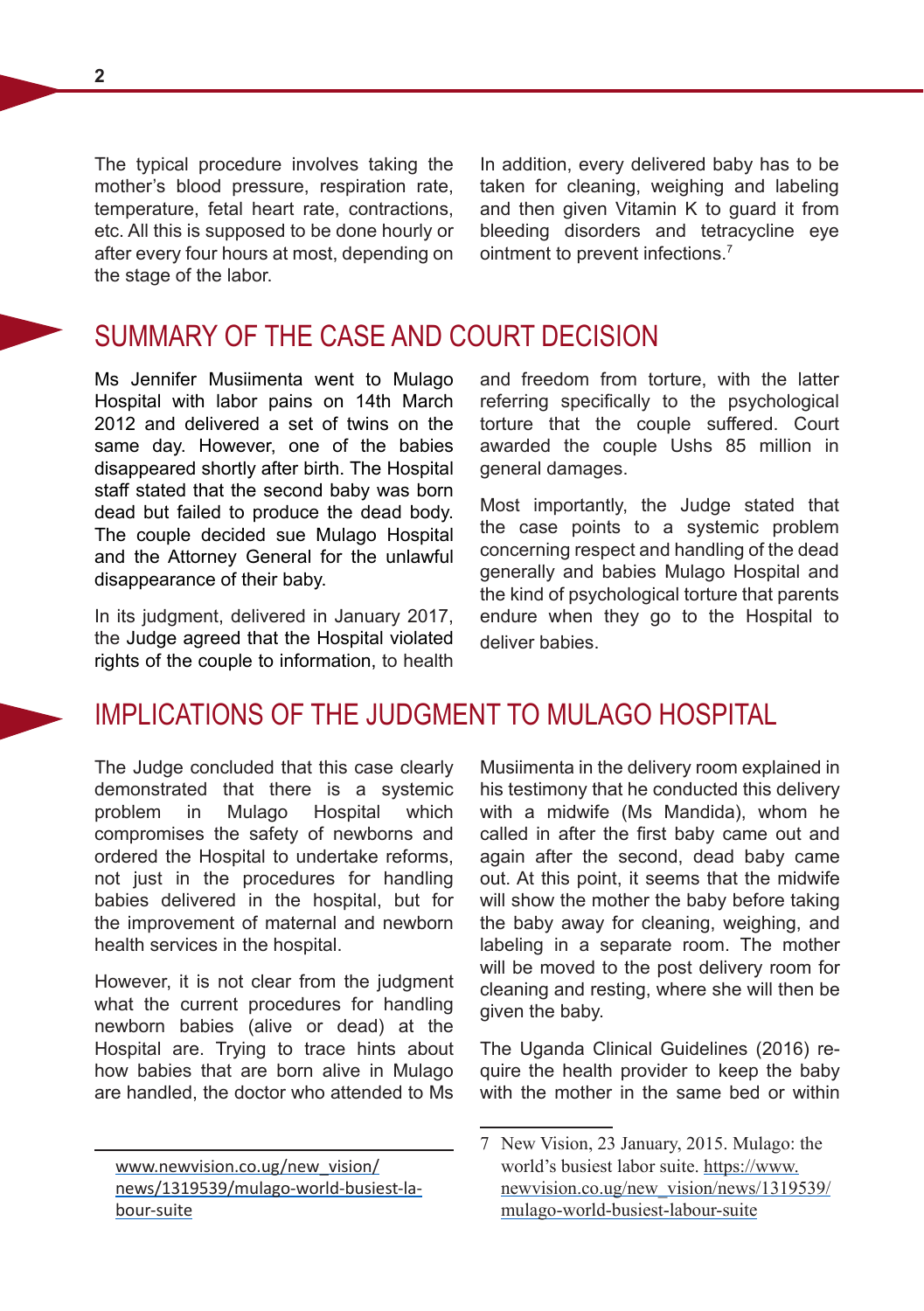The typical procedure involves taking the mother's blood pressure, respiration rate, temperature, fetal heart rate, contractions, etc. All this is supposed to be done hourly or after every four hours at most, depending on the stage of the labor.

In addition, every delivered baby has to be taken for cleaning, weighing and labeling and then given Vitamin K to guard it from bleeding disorders and tetracycline eye ointment to prevent infections.[7]

## SUMMARY OF THE CASE AND COURT DECISION

Ms Jennifer Musiimenta went to Mulago Hospital with labor pains on 14th March 2012 and delivered a set of twins on the same day. However, one of the babies disappeared shortly after birth. The Hospital staff stated that the second baby was born dead but failed to produce the dead body. The couple decided sue Mulago Hospital and the Attorney General for the unlawful disappearance of their baby.

In its judgment, delivered in January 2017, the Judge agreed that the Hospital violated rights of the couple to information, to health and freedom from torture, with the latter referring specifically to the psychological torture that the couple suffered. Court awarded the couple Ushs 85 million in general damages.

Most importantly, the Judge stated that the case points to a systemic problem concerning respect and handling of the dead generally and babies Mulago Hospital and the kind of psychological torture that parents endure when they go to the Hospital to deliver babies.

## IMPLICATIONS OF THE JUDGMENT TO MULAGO HOSPITAL

The Judge concluded that this case clearly demonstrated that there is a systemic problem in Mulago Hospital which compromises the safety of newborns and ordered the Hospital to undertake reforms, not just in the procedures for handling babies delivered in the hospital, but for the improvement of maternal and newborn health services in the hospital.

However, it is not clear from the judgment what the current procedures for handling newborn babies (alive or dead) at the Hospital are. Trying to trace hints about how babies that are born alive in Mulago are handled, the doctor who attended to Ms Musiimenta in the delivery room explained in his testimony that he conducted this delivery with a midwife (Ms Mandida), whom he called in after the first baby came out and again after the second, dead baby came out. At this point, it seems that the midwife will show the mother the baby before taking the baby away for cleaning, weighing, and labeling in a separate room. The mother will be moved to the post delivery room for cleaning and resting, where she will then be given the baby.

The Uganda Clinical Guidelines (2016) require the health provider to keep the baby with the mother in the same bed or within

---

www.newvision.co.ug/new_vision/news/1319539/mulago-world-busiest-labour-suite

7 New Vision, 23 January, 2015. Mulago: the world's busiest labor suite. https://www.newvision.co.ug/new_vision/news/1319539/mulago-world-busiest-labour-suite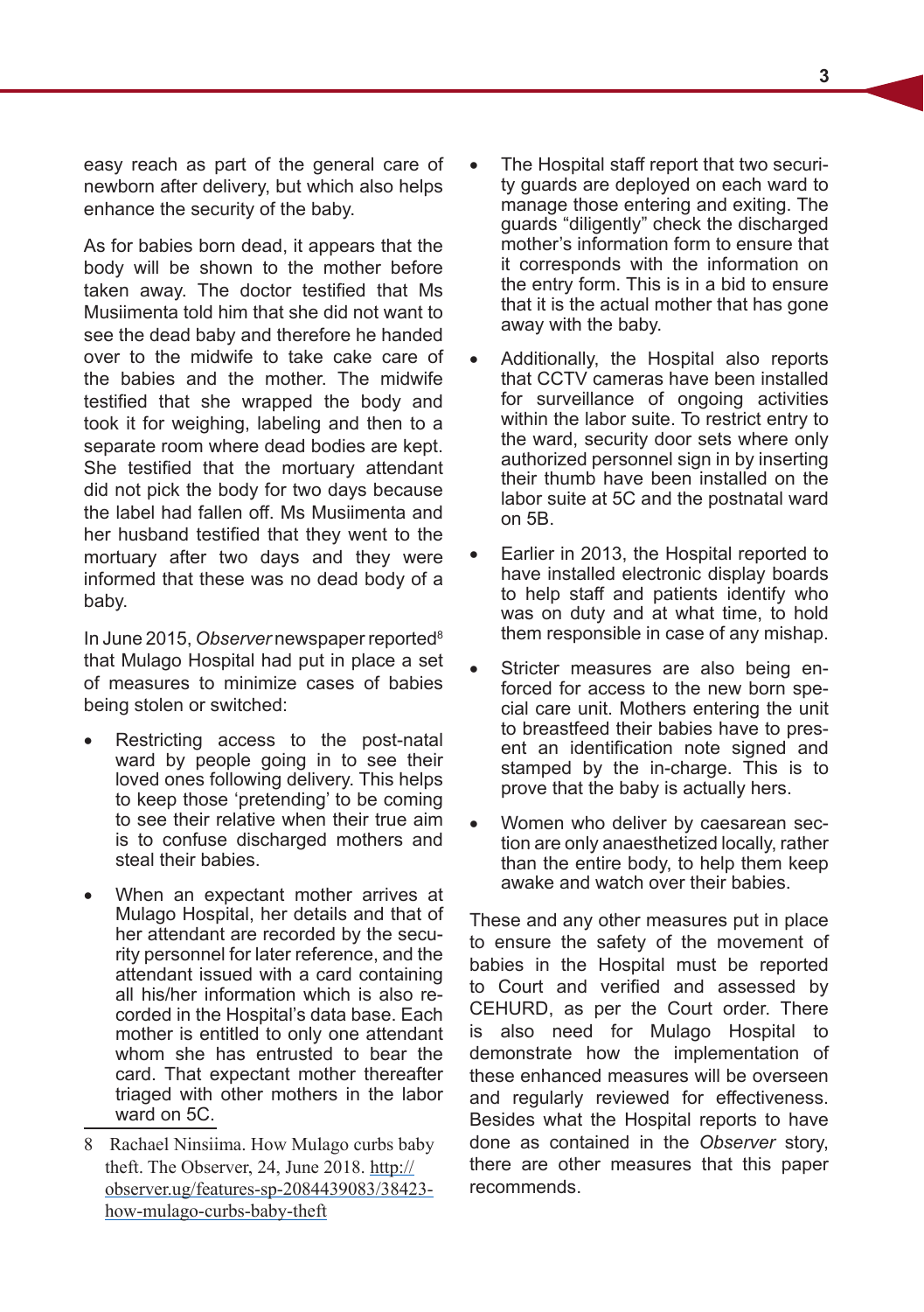easy reach as part of the general care of newborn after delivery, but which also helps enhance the security of the baby.

As for babies born dead, it appears that the body will be shown to the mother before taken away. The doctor testified that Ms Musiimenta told him that she did not want to see the dead baby and therefore he handed over to the midwife to take cake care of the babies and the mother. The midwife testified that she wrapped the body and took it for weighing, labeling and then to a separate room where dead bodies are kept. She testified that the mortuary attendant did not pick the body for two days because the label had fallen off. Ms Musiimenta and her husband testified that they went to the mortuary after two days and they were informed that these was no dead body of a baby.

In June 2015, *Observer* newspaper reported[8] that Mulago Hospital had put in place a set of measures to minimize cases of babies being stolen or switched:

- Restricting access to the post-natal ward by people going in to see their loved ones following delivery. This helps to keep those 'pretending' to be coming to see their relative when their true aim is to confuse discharged mothers and steal their babies.
- When an expectant mother arrives at Mulago Hospital, her details and that of her attendant are recorded by the security personnel for later reference, and the attendant issued with a card containing all his/her information which is also recorded in the Hospital's data base. Each mother is entitled to only one attendant whom she has entrusted to bear the card. That expectant mother thereafter triaged with other mothers in the labor ward on 5C.
- The Hospital staff report that two security guards are deployed on each ward to manage those entering and exiting. The guards "diligently" check the discharged mother's information form to ensure that it corresponds with the information on the entry form. This is in a bid to ensure that it is the actual mother that has gone away with the baby.
- Additionally, the Hospital also reports that CCTV cameras have been installed for surveillance of ongoing activities within the labor suite. To restrict entry to the ward, security door sets where only authorized personnel sign in by inserting their thumb have been installed on the labor suite at 5C and the postnatal ward on 5B.
- Earlier in 2013, the Hospital reported to have installed electronic display boards to help staff and patients identify who was on duty and at what time, to hold them responsible in case of any mishap.
- Stricter measures are also being enforced for access to the new born special care unit. Mothers entering the unit to breastfeed their babies have to present an identification note signed and stamped by the in-charge. This is to prove that the baby is actually hers.
- Women who deliver by caesarean section are only anaesthetized locally, rather than the entire body, to help them keep awake and watch over their babies.

These and any other measures put in place to ensure the safety of the movement of babies in the Hospital must be reported to Court and verified and assessed by CEHURD, as per the Court order. There is also need for Mulago Hospital to demonstrate how the implementation of these enhanced measures will be overseen and regularly reviewed for effectiveness. Besides what the Hospital reports to have done as contained in the *Observer* story, there are other measures that this paper recommends.

---

8 Rachael Ninsiima. How Mulago curbs baby theft. The Observer, 24, June 2018. http://observer.ug/features-sp-2084439083/38423-how-mulago-curbs-baby-theft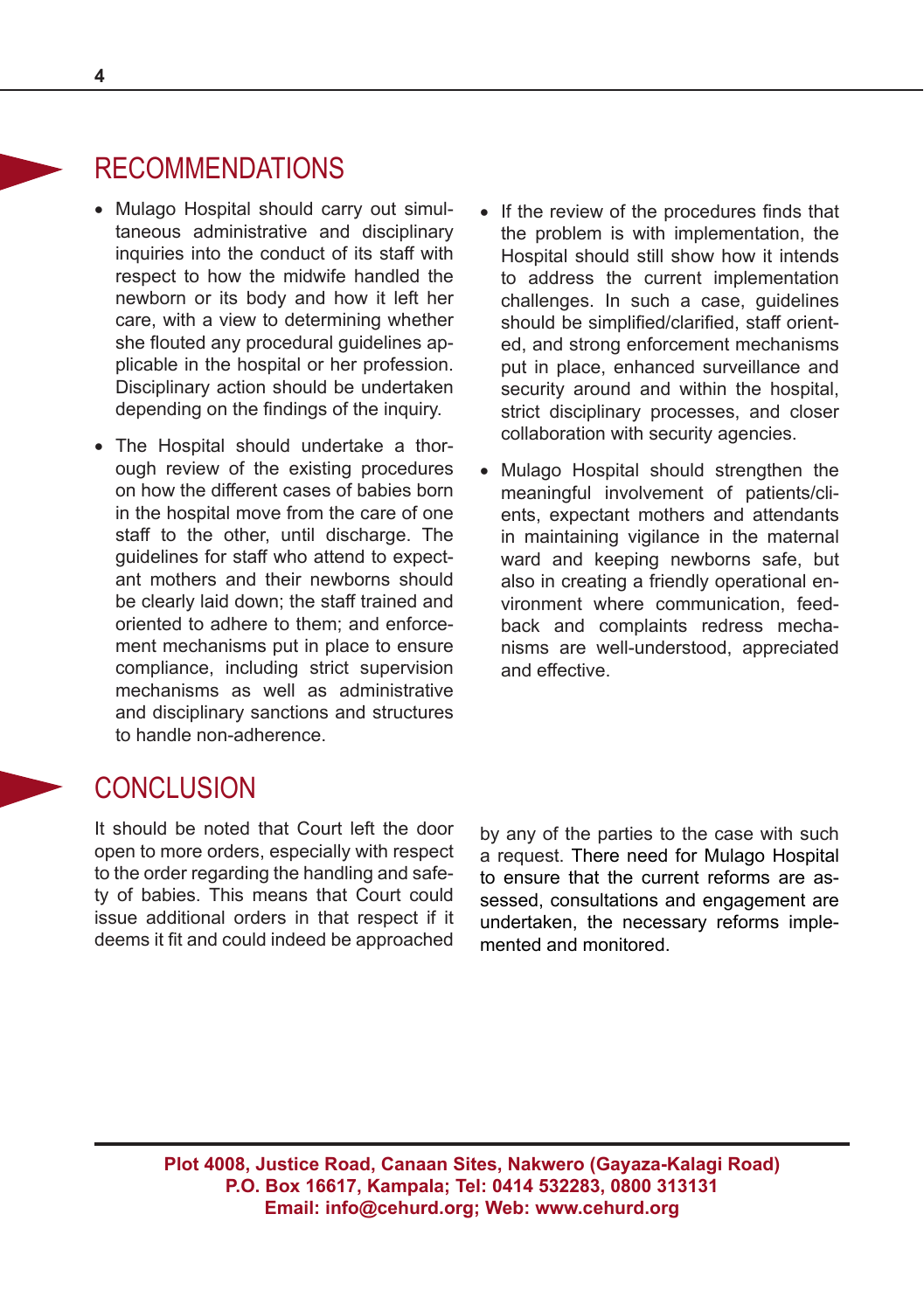## RECOMMENDATIONS

- Mulago Hospital should carry out simultaneous administrative and disciplinary inquiries into the conduct of its staff with respect to how the midwife handled the newborn or its body and how it left her care, with a view to determining whether she flouted any procedural guidelines applicable in the hospital or her profession. Disciplinary action should be undertaken depending on the findings of the inquiry.
- The Hospital should undertake a thorough review of the existing procedures on how the different cases of babies born in the hospital move from the care of one staff to the other, until discharge. The guidelines for staff who attend to expectant mothers and their newborns should be clearly laid down; the staff trained and oriented to adhere to them; and enforcement mechanisms put in place to ensure compliance, including strict supervision mechanisms as well as administrative and disciplinary sanctions and structures to handle non-adherence.
- If the review of the procedures finds that the problem is with implementation, the Hospital should still show how it intends to address the current implementation challenges. In such a case, guidelines should be simplified/clarified, staff oriented, and strong enforcement mechanisms put in place, enhanced surveillance and security around and within the hospital, strict disciplinary processes, and closer collaboration with security agencies.
- Mulago Hospital should strengthen the meaningful involvement of patients/clients, expectant mothers and attendants in maintaining vigilance in the maternal ward and keeping newborns safe, but also in creating a friendly operational environment where communication, feedback and complaints redress mechanisms are well-understood, appreciated and effective.

## CONCLUSION

It should be noted that Court left the door open to more orders, especially with respect to the order regarding the handling and safety of babies. This means that Court could issue additional orders in that respect if it deems it fit and could indeed be approached by any of the parties to the case with such a request. There need for Mulago Hospital to ensure that the current reforms are assessed, consultations and engagement are undertaken, the necessary reforms implemented and monitored.

**Plot 4008, Justice Road, Canaan Sites, Nakwero (Gayaza-Kalagi Road)**
**P.O. Box 16617, Kampala; Tel: 0414 532283, 0800 313131**
**Email: info@cehurd.org; Web: www.cehurd.org**